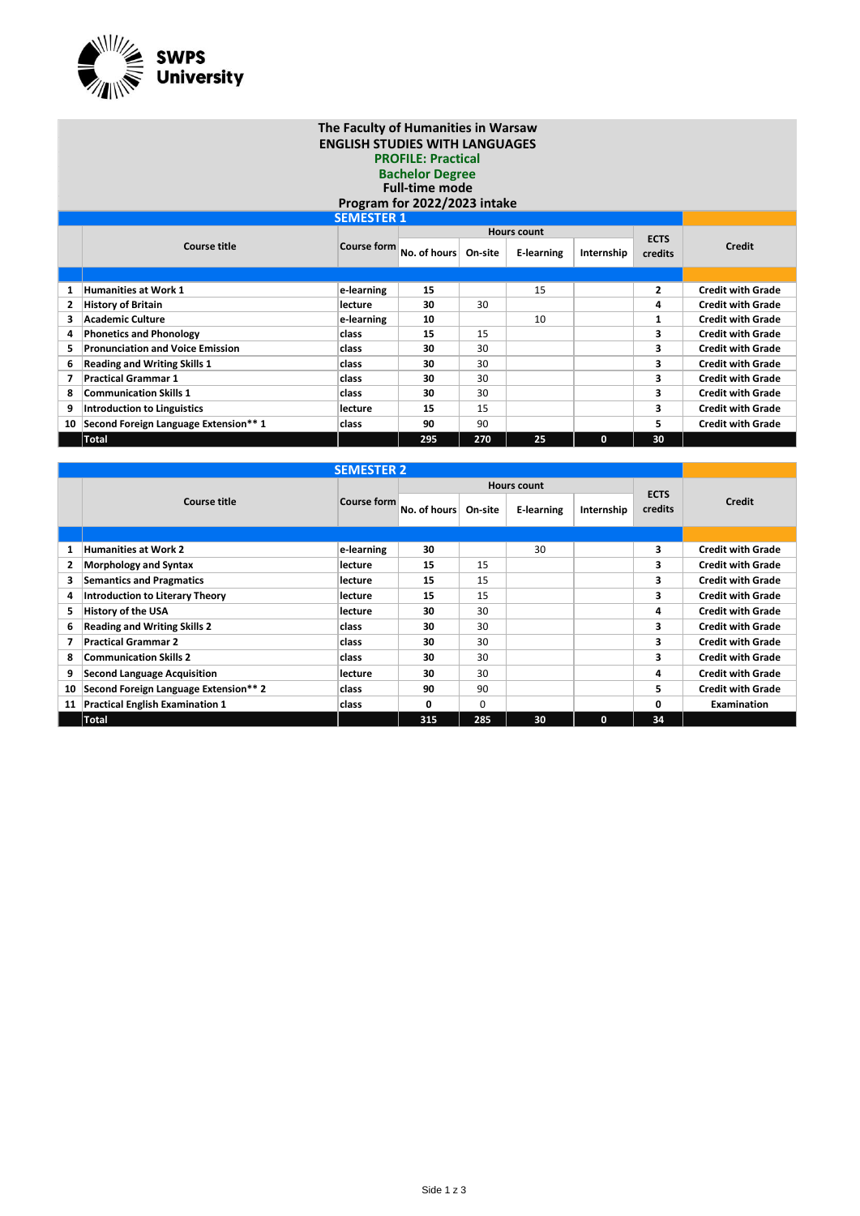SWPS University

# The Faculty of Humanities in Warsaw

## ENGLISH STUDIES WITH LANGUAGES

**PROFILE: Practical**

**Bachelor Degree**

**Full-time mode**

**Program for 2022/2023 intake**

### SEMESTER 1

| | Course title | Course form | Hours count | | | | ECTS credits | Credit |
|---|---|---|---|---|---|---|---|---|
| | | | No. of hours | On-site | E-learning | Internship | | |
| 1 | Humanities at Work 1 | e-learning | 15 | | 15 | | 2 | Credit with Grade |
| 2 | History of Britain | lecture | 30 | 30 | | | 4 | Credit with Grade |
| 3 | Academic Culture | e-learning | 10 | | 10 | | 1 | Credit with Grade |
| 4 | Phonetics and Phonology | class | 15 | 15 | | | 3 | Credit with Grade |
| 5 | Pronunciation and Voice Emission | class | 30 | 30 | | | 3 | Credit with Grade |
| 6 | Reading and Writing Skills 1 | class | 30 | 30 | | | 3 | Credit with Grade |
| 7 | Practical Grammar 1 | class | 30 | 30 | | | 3 | Credit with Grade |
| 8 | Communication Skills 1 | class | 30 | 30 | | | 3 | Credit with Grade |
| 9 | Introduction to Linguistics | lecture | 15 | 15 | | | 3 | Credit with Grade |
| 10 | Second Foreign Language Extension** 1 | class | 90 | 90 | | | 5 | Credit with Grade |
| | Total | | 295 | 270 | 25 | 0 | 30 | |

### SEMESTER 2

| | Course title | Course form | Hours count | | | | ECTS credits | Credit |
|---|---|---|---|---|---|---|---|---|
| | | | No. of hours | On-site | E-learning | Internship | | |
| 1 | Humanities at Work 2 | e-learning | 30 | | 30 | | 3 | Credit with Grade |
| 2 | Morphology and Syntax | lecture | 15 | 15 | | | 3 | Credit with Grade |
| 3 | Semantics and Pragmatics | lecture | 15 | 15 | | | 3 | Credit with Grade |
| 4 | Introduction to Literary Theory | lecture | 15 | 15 | | | 3 | Credit with Grade |
| 5 | History of the USA | lecture | 30 | 30 | | | 4 | Credit with Grade |
| 6 | Reading and Writing Skills 2 | class | 30 | 30 | | | 3 | Credit with Grade |
| 7 | Practical Grammar 2 | class | 30 | 30 | | | 3 | Credit with Grade |
| 8 | Communication Skills 2 | class | 30 | 30 | | | 3 | Credit with Grade |
| 9 | Second Language Acquisition | lecture | 30 | 30 | | | 4 | Credit with Grade |
| 10 | Second Foreign Language Extension** 2 | class | 90 | 90 | | | 5 | Credit with Grade |
| 11 | Practical English Examination 1 | class | 0 | 0 | | | 0 | Examination |
| | Total | | 315 | 285 | 30 | 0 | 34 | |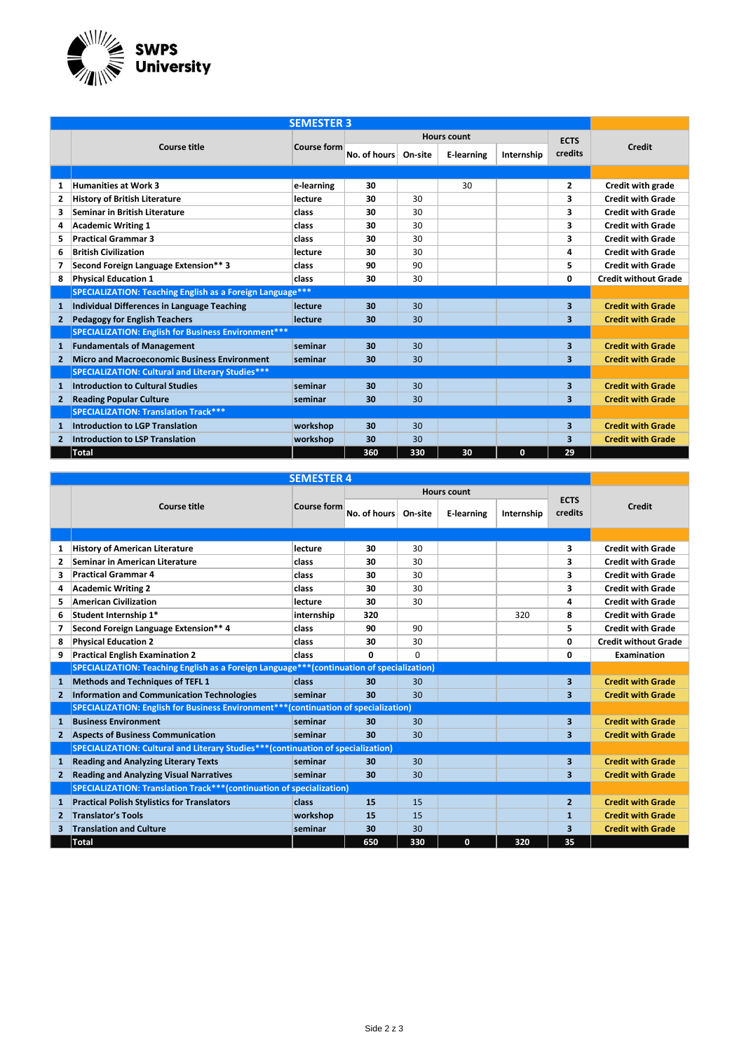**SWPS University**

| | Course title | Course form | Hours count | | | | ECTS credits | Credit |
|---|---|---|---|---|---|---|---|---|
| | | | No. of hours | On-site | E-learning | Internship | | |
| **SEMESTER 3** | | | | | | | | |
| 1 | Humanities at Work 3 | e-learning | 30 | | 30 | | 2 | Credit with grade |
| 2 | History of British Literature | lecture | 30 | 30 | | | 3 | Credit with Grade |
| 3 | Seminar in British Literature | class | 30 | 30 | | | 3 | Credit with Grade |
| 4 | Academic Writing 1 | class | 30 | 30 | | | 3 | Credit with Grade |
| 5 | Practical Grammar 3 | class | 30 | 30 | | | 3 | Credit with Grade |
| 6 | British Civilization | lecture | 30 | 30 | | | 4 | Credit with Grade |
| 7 | Second Foreign Language Extension** 3 | class | 90 | 90 | | | 5 | Credit with Grade |
| 8 | Physical Education 1 | class | 30 | 30 | | | 0 | Credit without Grade |
| | SPECIALIZATION: Teaching English as a Foreign Language*** | | | | | | | |
| 1 | Individual Differences in Language Teaching | lecture | 30 | 30 | | | 3 | Credit with Grade |
| 2 | Pedagogy for English Teachers | lecture | 30 | 30 | | | 3 | Credit with Grade |
| | SPECIALIZATION: English for Business Environment*** | | | | | | | |
| 1 | Fundamentals of Management | seminar | 30 | 30 | | | 3 | Credit with Grade |
| 2 | Micro and Macroeconomic Business Environment | seminar | 30 | 30 | | | 3 | Credit with Grade |
| | SPECIALIZATION: Cultural and Literary Studies*** | | | | | | | |
| 1 | Introduction to Cultural Studies | seminar | 30 | 30 | | | 3 | Credit with Grade |
| 2 | Reading Popular Culture | seminar | 30 | 30 | | | 3 | Credit with Grade |
| | SPECIALIZATION: Translation Track*** | | | | | | | |
| 1 | Introduction to LGP Translation | workshop | 30 | 30 | | | 3 | Credit with Grade |
| 2 | Introduction to LSP Translation | workshop | 30 | 30 | | | 3 | Credit with Grade |
| | **Total** | | **360** | **330** | **30** | **0** | **29** | |

| | Course title | Course form | Hours count | | | | ECTS credits | Credit |
|---|---|---|---|---|---|---|---|---|
| | | | No. of hours | On-site | E-learning | Internship | | |
| **SEMESTER 4** | | | | | | | | |
| 1 | History of American Literature | lecture | 30 | 30 | | | 3 | Credit with Grade |
| 2 | Seminar in American Literature | class | 30 | 30 | | | 3 | Credit with Grade |
| 3 | Practical Grammar 4 | class | 30 | 30 | | | 3 | Credit with Grade |
| 4 | Academic Writing 2 | class | 30 | 30 | | | 3 | Credit with Grade |
| 5 | American Civilization | lecture | 30 | 30 | | | 4 | Credit with Grade |
| 6 | Student Internship 1* | internship | 320 | | | 320 | 8 | Credit with Grade |
| 7 | Second Foreign Language Extension** 4 | class | 90 | 90 | | | 5 | Credit with Grade |
| 8 | Physical Education 2 | class | 30 | 30 | | | 0 | Credit without Grade |
| 9 | Practical English Examination 2 | class | 0 | 0 | | | 0 | Examination |
| | SPECIALIZATION: Teaching English as a Foreign Language***(continuation of specialization) | | | | | | | |
| 1 | Methods and Techniques of TEFL 1 | class | 30 | 30 | | | 3 | Credit with Grade |
| 2 | Information and Communication Technologies | seminar | 30 | 30 | | | 3 | Credit with Grade |
| | SPECIALIZATION: English for Business Environment***(continuation of specialization) | | | | | | | |
| 1 | Business Environment | seminar | 30 | 30 | | | 3 | Credit with Grade |
| 2 | Aspects of Business Communication | seminar | 30 | 30 | | | 3 | Credit with Grade |
| | SPECIALIZATION: Cultural and Literary Studies***(continuation of specialization) | | | | | | | |
| 1 | Reading and Analyzing Literary Texts | seminar | 30 | 30 | | | 3 | Credit with Grade |
| 2 | Reading and Analyzing Visual Narratives | seminar | 30 | 30 | | | 3 | Credit with Grade |
| | SPECIALIZATION: Translation Track***(continuation of specialization) | | | | | | | |
| 1 | Practical Polish Stylistics for Translators | class | 15 | 15 | | | 2 | Credit with Grade |
| 2 | Translator's Tools | workshop | 15 | 15 | | | 1 | Credit with Grade |
| 3 | Translation and Culture | seminar | 30 | 30 | | | 3 | Credit with Grade |
| | **Total** | | **650** | **330** | **0** | **320** | **35** | |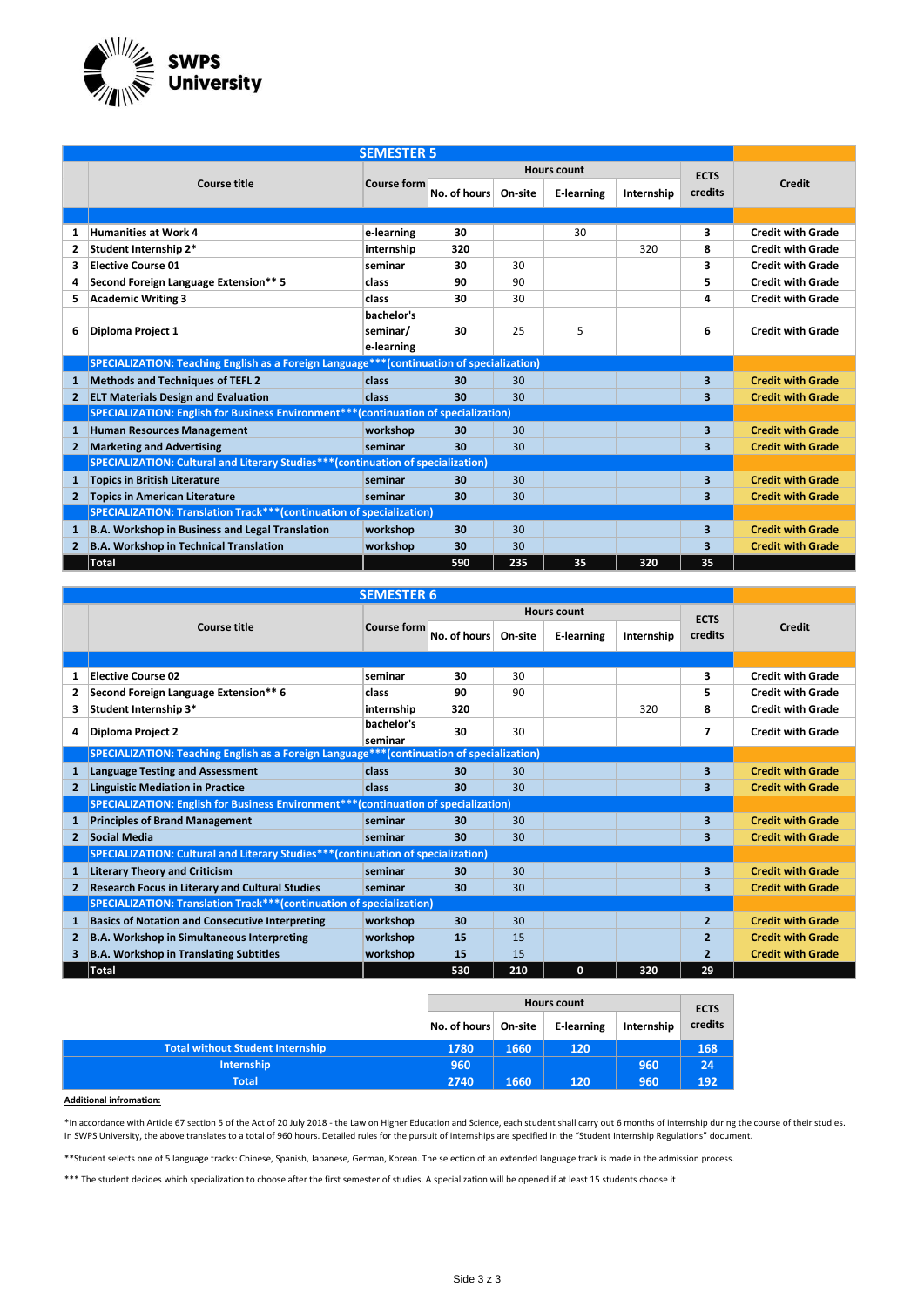## SEMESTER 5

| | Course title | Course form | Hours count | | | | ECTS credits | Credit |
|---|---|---|---|---|---|---|---|---|
| | | | No. of hours | On-site | E-learning | Internship | | |
| 1 | Humanities at Work 4 | e-learning | 30 | | 30 | | 3 | Credit with Grade |
| 2 | Student Internship 2* | internship | 320 | | | 320 | 8 | Credit with Grade |
| 3 | Elective Course 01 | seminar | 30 | 30 | | | 3 | Credit with Grade |
| 4 | Second Foreign Language Extension** 5 | class | 90 | 90 | | | 5 | Credit with Grade |
| 5 | Academic Writing 3 | class | 30 | 30 | | | 4 | Credit with Grade |
| 6 | Diploma Project 1 | bachelor's seminar/ e-learning | 30 | 25 | 5 | | 6 | Credit with Grade |
| | SPECIALIZATION: Teaching English as a Foreign Language***(continuation of specialization) | | | | | | | |
| 1 | Methods and Techniques of TEFL 2 | class | 30 | 30 | | | 3 | Credit with Grade |
| 2 | ELT Materials Design and Evaluation | class | 30 | 30 | | | 3 | Credit with Grade |
| | SPECIALIZATION: English for Business Environment***(continuation of specialization) | | | | | | | |
| 1 | Human Resources Management | workshop | 30 | 30 | | | 3 | Credit with Grade |
| 2 | Marketing and Advertising | seminar | 30 | 30 | | | 3 | Credit with Grade |
| | SPECIALIZATION: Cultural and Literary Studies***(continuation of specialization) | | | | | | | |
| 1 | Topics in British Literature | seminar | 30 | 30 | | | 3 | Credit with Grade |
| 2 | Topics in American Literature | seminar | 30 | 30 | | | 3 | Credit with Grade |
| | SPECIALIZATION: Translation Track***(continuation of specialization) | | | | | | | |
| 1 | B.A. Workshop in Business and Legal Translation | workshop | 30 | 30 | | | 3 | Credit with Grade |
| 2 | B.A. Workshop in Technical Translation | workshop | 30 | 30 | | | 3 | Credit with Grade |
| | Total | | 590 | 235 | 35 | 320 | 35 | |

## SEMESTER 6

| | Course title | Course form | Hours count | | | | ECTS credits | Credit |
|---|---|---|---|---|---|---|---|---|
| | | | No. of hours | On-site | E-learning | Internship | | |
| 1 | Elective Course 02 | seminar | 30 | 30 | | | 3 | Credit with Grade |
| 2 | Second Foreign Language Extension** 6 | class | 90 | 90 | | | 5 | Credit with Grade |
| 3 | Student Internship 3* | internship | 320 | | | 320 | 8 | Credit with Grade |
| 4 | Diploma Project 2 | bachelor's seminar | 30 | 30 | | | 7 | Credit with Grade |
| | SPECIALIZATION: Teaching English as a Foreign Language***(continuation of specialization) | | | | | | | |
| 1 | Language Testing and Assessment | class | 30 | 30 | | | 3 | Credit with Grade |
| 2 | Linguistic Mediation in Practice | class | 30 | 30 | | | 3 | Credit with Grade |
| | SPECIALIZATION: English for Business Environment***(continuation of specialization) | | | | | | | |
| 1 | Principles of Brand Management | seminar | 30 | 30 | | | 3 | Credit with Grade |
| 2 | Social Media | seminar | 30 | 30 | | | 3 | Credit with Grade |
| | SPECIALIZATION: Cultural and Literary Studies***(continuation of specialization) | | | | | | | |
| 1 | Literary Theory and Criticism | seminar | 30 | 30 | | | 3 | Credit with Grade |
| 2 | Research Focus in Literary and Cultural Studies | seminar | 30 | 30 | | | 3 | Credit with Grade |
| | SPECIALIZATION: Translation Track***(continuation of specialization) | | | | | | | |
| 1 | Basics of Notation and Consecutive Interpreting | workshop | 30 | 30 | | | 2 | Credit with Grade |
| 2 | B.A. Workshop in Simultaneous Interpreting | workshop | 15 | 15 | | | 2 | Credit with Grade |
| 3 | B.A. Workshop in Translating Subtitles | workshop | 15 | 15 | | | 2 | Credit with Grade |
| | Total | | 530 | 210 | 0 | 320 | 29 | |

| | Hours count | | | | ECTS credits |
|---|---|---|---|---|---|
| | No. of hours | On-site | E-learning | Internship | |
| Total without Student Internship | 1780 | 1660 | 120 | | 168 |
| Internship | 960 | | | 960 | 24 |
| Total | 2740 | 1660 | 120 | 960 | 192 |

**Additional infromation:**

*In accordance with Article 67 section 5 of the Act of 20 July 2018 - the Law on Higher Education and Science, each student shall carry out 6 months of internship during the course of their studies. In SWPS University, the above translates to a total of 960 hours. Detailed rules for the pursuit of internships are specified in the "Student Internship Regulations" document.

**Student selects one of 5 language tracks: Chinese, Spanish, Japanese, German, Korean. The selection of an extended language track is made in the admission process.

*** The student decides which specialization to choose after the first semester of studies. A specialization will be opened if at least 15 students choose it